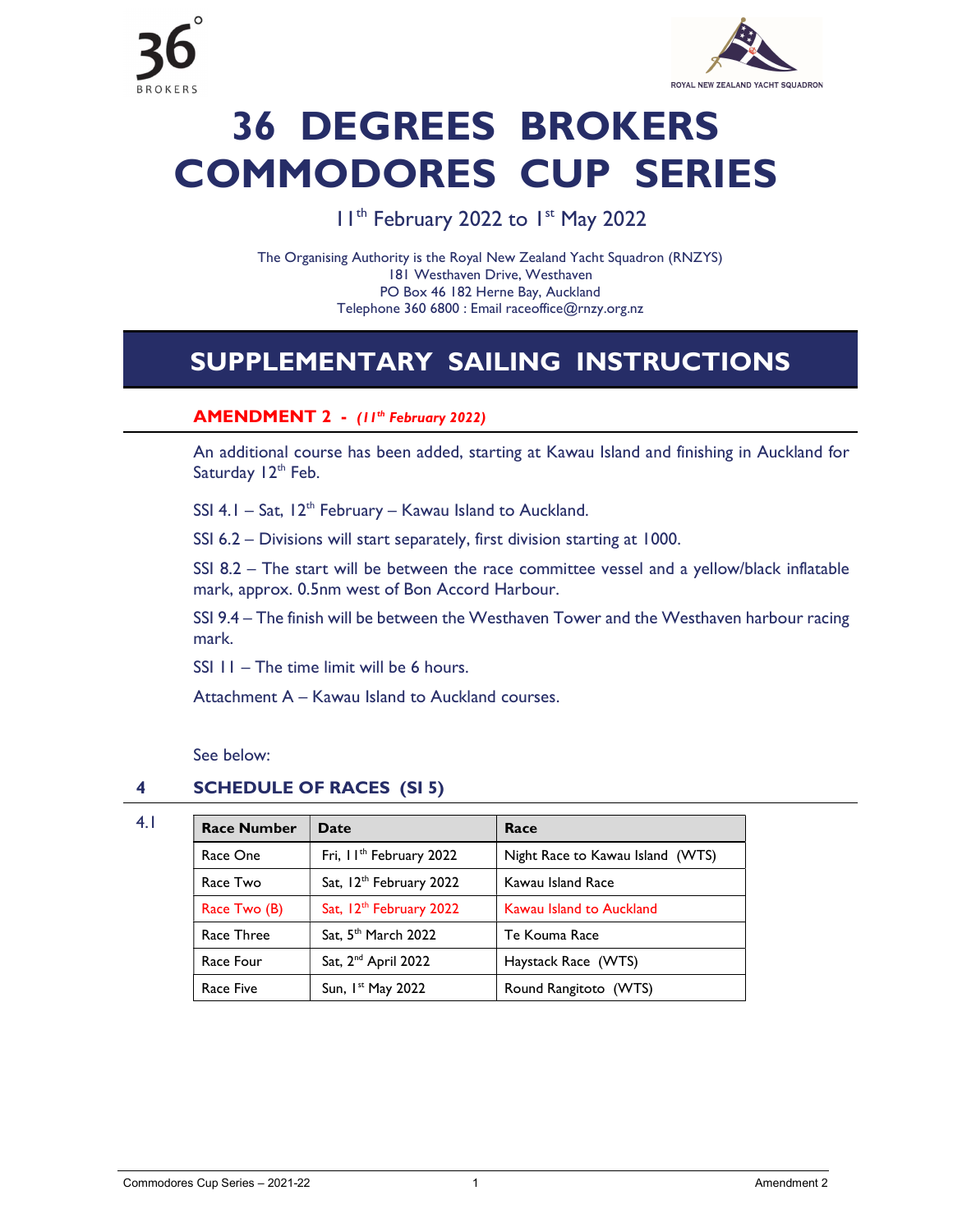36° BROKERS

ROYAL NEW ZEALAND YACHT SQUADRON

# 36 DEGREES BROKERS COMMODORES CUP SERIES

11th February 2022 to 1st May 2022

The Organising Authority is the Royal New Zealand Yacht Squadron (RNZYS)
181 Westhaven Drive, Westhaven
PO Box 46 182 Herne Bay, Auckland
Telephone 360 6800 : Email raceoffice@rnzy.org.nz

# SUPPLEMENTARY SAILING INSTRUCTIONS

## AMENDMENT 2 - *(11th February 2022)*

An additional course has been added, starting at Kawau Island and finishing in Auckland for Saturday 12th Feb.

SSI 4.1 – Sat, 12th February – Kawau Island to Auckland.

SSI 6.2 – Divisions will start separately, first division starting at 1000.

SSI 8.2 – The start will be between the race committee vessel and a yellow/black inflatable mark, approx. 0.5nm west of Bon Accord Harbour.

SSI 9.4 – The finish will be between the Westhaven Tower and the Westhaven harbour racing mark.

SSI 11 – The time limit will be 6 hours.

Attachment A – Kawau Island to Auckland courses.

See below:

## 4 SCHEDULE OF RACES (SI 5)

4.1

| Race Number | Date | Race |
|---|---|---|
| Race One | Fri, 11th February 2022 | Night Race to Kawau Island (WTS) |
| Race Two | Sat, 12th February 2022 | Kawau Island Race |
| Race Two (B) | Sat, 12th February 2022 | Kawau Island to Auckland |
| Race Three | Sat, 5th March 2022 | Te Kouma Race |
| Race Four | Sat, 2nd April 2022 | Haystack Race (WTS) |
| Race Five | Sun, 1st May 2022 | Round Rangitoto (WTS) |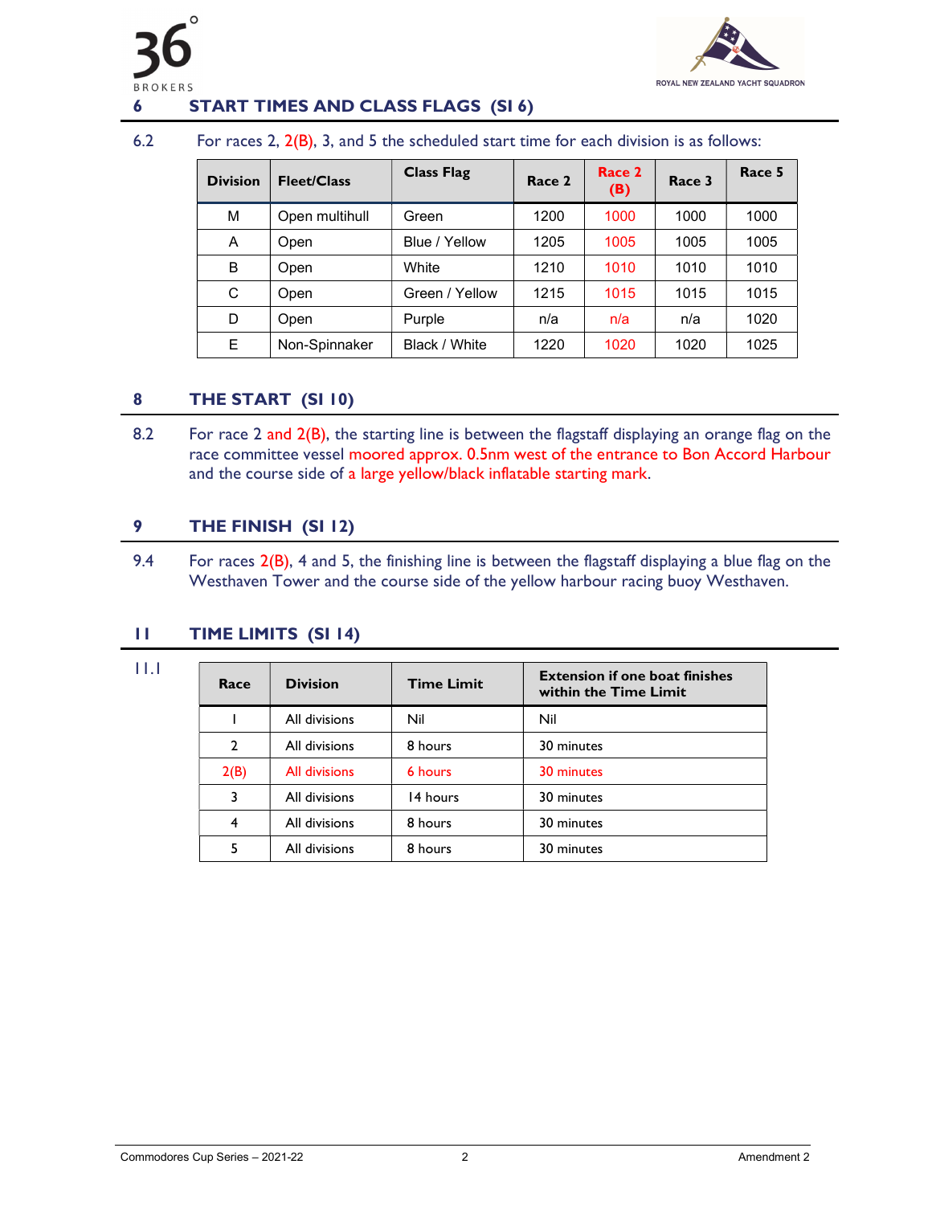## 6 START TIMES AND CLASS FLAGS (SI 6)

6.2 For races 2, 2(B), 3, and 5 the scheduled start time for each division is as follows:

| Division | Fleet/Class | Class Flag | Race 2 | Race 2 (B) | Race 3 | Race 5 |
|---|---|---|---|---|---|---|
| M | Open multihull | Green | 1200 | 1000 | 1000 | 1000 |
| A | Open | Blue / Yellow | 1205 | 1005 | 1005 | 1005 |
| B | Open | White | 1210 | 1010 | 1010 | 1010 |
| C | Open | Green / Yellow | 1215 | 1015 | 1015 | 1015 |
| D | Open | Purple | n/a | n/a | n/a | 1020 |
| E | Non-Spinnaker | Black / White | 1220 | 1020 | 1020 | 1025 |

## 8 THE START (SI 10)

8.2 For race 2 and 2(B), the starting line is between the flagstaff displaying an orange flag on the race committee vessel moored approx. 0.5nm west of the entrance to Bon Accord Harbour and the course side of a large yellow/black inflatable starting mark.

## 9 THE FINISH (SI 12)

9.4 For races 2(B), 4 and 5, the finishing line is between the flagstaff displaying a blue flag on the Westhaven Tower and the course side of the yellow harbour racing buoy Westhaven.

## 11 TIME LIMITS (SI 14)

11.1

| Race | Division | Time Limit | Extension if one boat finishes within the Time Limit |
|---|---|---|---|
| 1 | All divisions | Nil | Nil |
| 2 | All divisions | 8 hours | 30 minutes |
| 2(B) | All divisions | 6 hours | 30 minutes |
| 3 | All divisions | 14 hours | 30 minutes |
| 4 | All divisions | 8 hours | 30 minutes |
| 5 | All divisions | 8 hours | 30 minutes |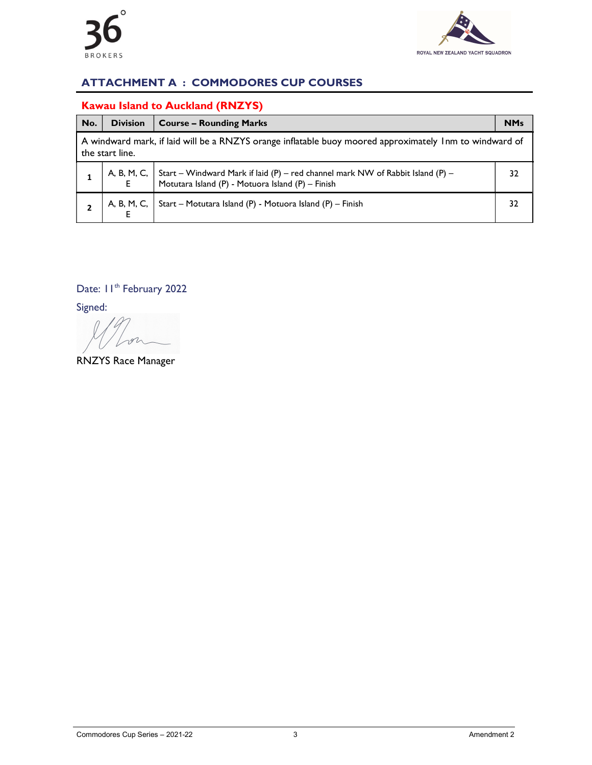# ATTACHMENT A : COMMODORES CUP COURSES

## Kawau Island to Auckland (RNZYS)

| No. | Division | Course – Rounding Marks | NMs |
|---|---|---|---|
| A windward mark, if laid will be a RNZYS orange inflatable buoy moored approximately 1nm to windward of the start line. | | | |
| 1 | A, B, M, C, E | Start – Windward Mark if laid (P) – red channel mark NW of Rabbit Island (P) – Motutara Island (P) - Motuora Island (P) – Finish | 32 |
| 2 | A, B, M, C, E | Start – Motutara Island (P) - Motuora Island (P) – Finish | 32 |

Date: 11th February 2022

Signed:

RNZYS Race Manager